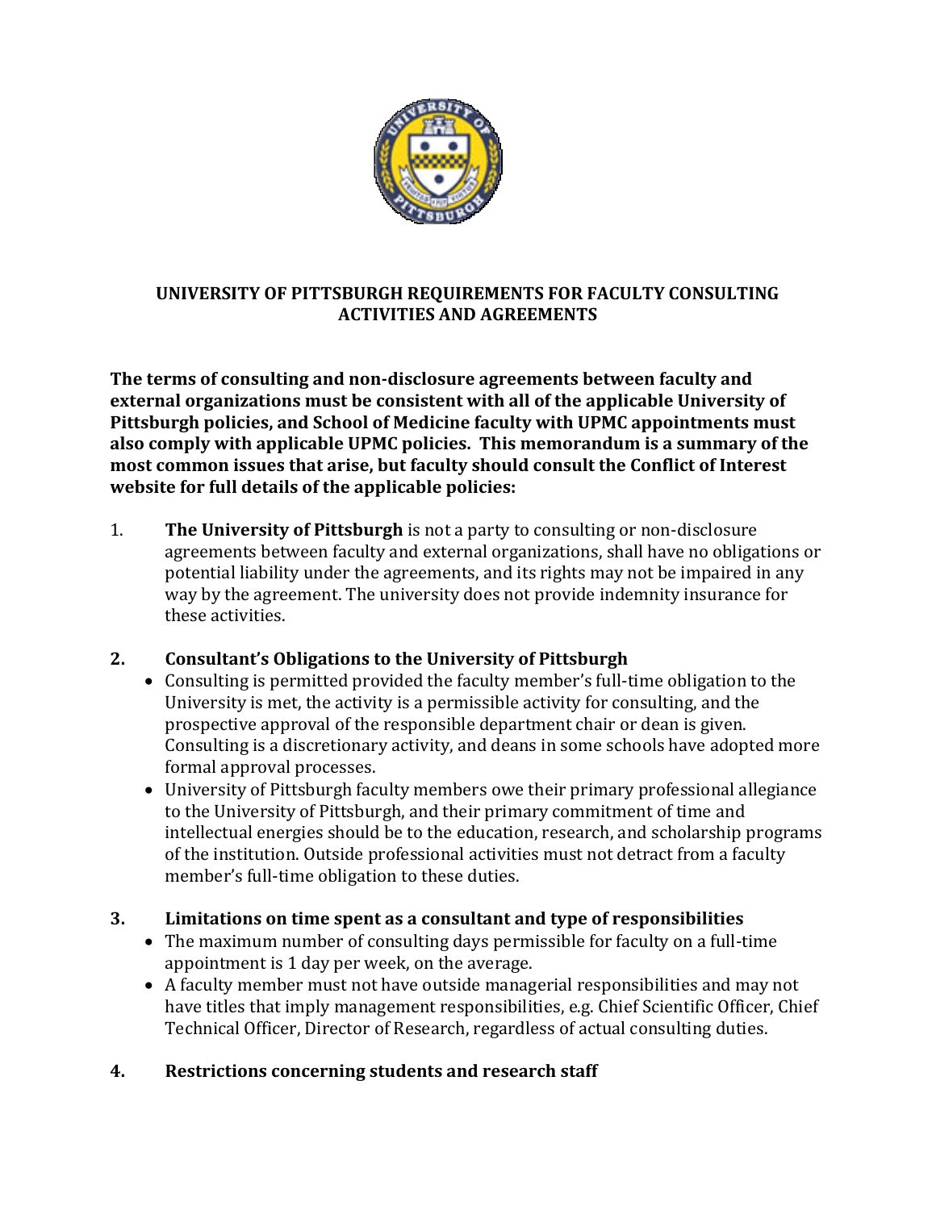# UNIVERSITY OF PITTSBURGH REQUIREMENTS FOR FACULTY CONSULTING ACTIVITIES AND AGREEMENTS

**The terms of consulting and non-disclosure agreements between faculty and external organizations must be consistent with all of the applicable University of Pittsburgh policies, and School of Medicine faculty with UPMC appointments must also comply with applicable UPMC policies. This memorandum is a summary of the most common issues that arise, but faculty should consult the Conflict of Interest website for full details of the applicable policies:**

1. **The University of Pittsburgh** is not a party to consulting or non-disclosure agreements between faculty and external organizations, shall have no obligations or potential liability under the agreements, and its rights may not be impaired in any way by the agreement. The university does not provide indemnity insurance for these activities.

## 2. Consultant's Obligations to the University of Pittsburgh

- Consulting is permitted provided the faculty member's full-time obligation to the University is met, the activity is a permissible activity for consulting, and the prospective approval of the responsible department chair or dean is given. Consulting is a discretionary activity, and deans in some schools have adopted more formal approval processes.
- University of Pittsburgh faculty members owe their primary professional allegiance to the University of Pittsburgh, and their primary commitment of time and intellectual energies should be to the education, research, and scholarship programs of the institution. Outside professional activities must not detract from a faculty member's full-time obligation to these duties.

## 3. Limitations on time spent as a consultant and type of responsibilities

- The maximum number of consulting days permissible for faculty on a full-time appointment is 1 day per week, on the average.
- A faculty member must not have outside managerial responsibilities and may not have titles that imply management responsibilities, e.g. Chief Scientific Officer, Chief Technical Officer, Director of Research, regardless of actual consulting duties.

## 4. Restrictions concerning students and research staff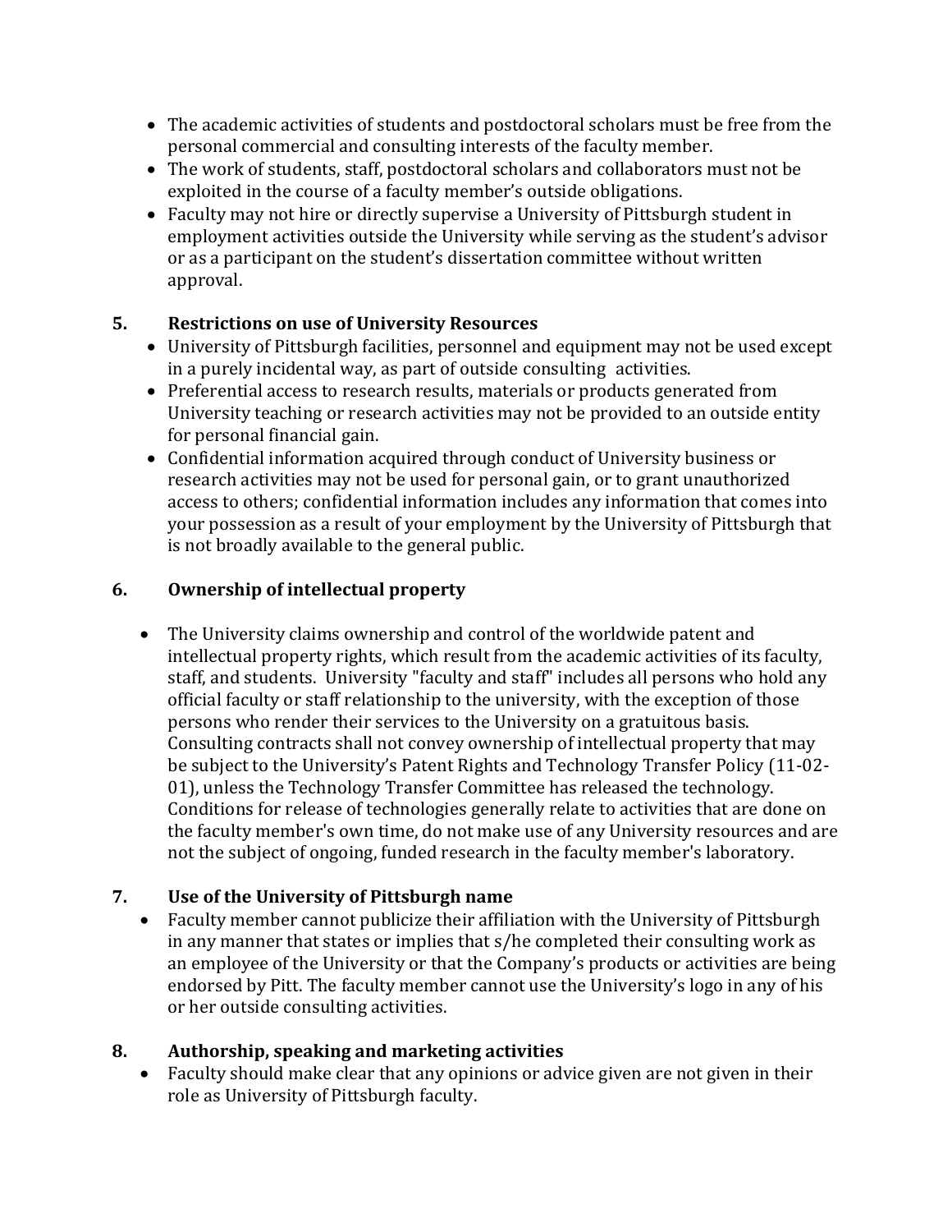- The academic activities of students and postdoctoral scholars must be free from the personal commercial and consulting interests of the faculty member.
- The work of students, staff, postdoctoral scholars and collaborators must not be exploited in the course of a faculty member's outside obligations.
- Faculty may not hire or directly supervise a University of Pittsburgh student in employment activities outside the University while serving as the student's advisor or as a participant on the student's dissertation committee without written approval.

## 5. Restrictions on use of University Resources

- University of Pittsburgh facilities, personnel and equipment may not be used except in a purely incidental way, as part of outside consulting activities.
- Preferential access to research results, materials or products generated from University teaching or research activities may not be provided to an outside entity for personal financial gain.
- Confidential information acquired through conduct of University business or research activities may not be used for personal gain, or to grant unauthorized access to others; confidential information includes any information that comes into your possession as a result of your employment by the University of Pittsburgh that is not broadly available to the general public.

## 6. Ownership of intellectual property

- The University claims ownership and control of the worldwide patent and intellectual property rights, which result from the academic activities of its faculty, staff, and students. University "faculty and staff" includes all persons who hold any official faculty or staff relationship to the university, with the exception of those persons who render their services to the University on a gratuitous basis. Consulting contracts shall not convey ownership of intellectual property that may be subject to the University's Patent Rights and Technology Transfer Policy (11-02-01), unless the Technology Transfer Committee has released the technology. Conditions for release of technologies generally relate to activities that are done on the faculty member's own time, do not make use of any University resources and are not the subject of ongoing, funded research in the faculty member's laboratory.

## 7. Use of the University of Pittsburgh name

- Faculty member cannot publicize their affiliation with the University of Pittsburgh in any manner that states or implies that s/he completed their consulting work as an employee of the University or that the Company's products or activities are being endorsed by Pitt. The faculty member cannot use the University's logo in any of his or her outside consulting activities.

## 8. Authorship, speaking and marketing activities

- Faculty should make clear that any opinions or advice given are not given in their role as University of Pittsburgh faculty.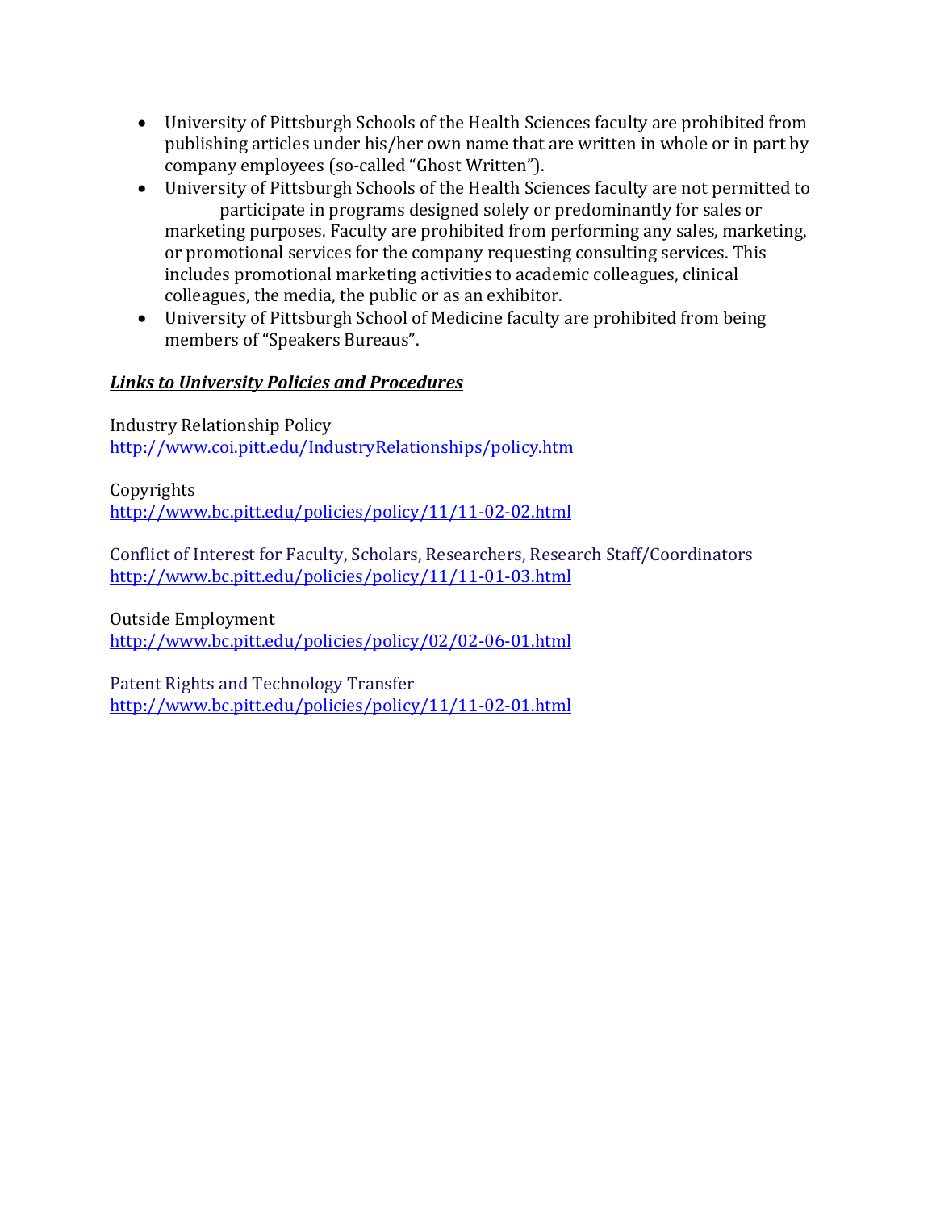- University of Pittsburgh Schools of the Health Sciences faculty are prohibited from publishing articles under his/her own name that are written in whole or in part by company employees (so-called "Ghost Written").
- University of Pittsburgh Schools of the Health Sciences faculty are not permitted to participate in programs designed solely or predominantly for sales or marketing purposes. Faculty are prohibited from performing any sales, marketing, or promotional services for the company requesting consulting services. This includes promotional marketing activities to academic colleagues, clinical colleagues, the media, the public or as an exhibitor.
- University of Pittsburgh School of Medicine faculty are prohibited from being members of "Speakers Bureaus".

***Links to University Policies and Procedures***

Industry Relationship Policy
http://www.coi.pitt.edu/IndustryRelationships/policy.htm

Copyrights
http://www.bc.pitt.edu/policies/policy/11/11-02-02.html

Conflict of Interest for Faculty, Scholars, Researchers, Research Staff/Coordinators
http://www.bc.pitt.edu/policies/policy/11/11-01-03.html

Outside Employment
http://www.bc.pitt.edu/policies/policy/02/02-06-01.html

Patent Rights and Technology Transfer
http://www.bc.pitt.edu/policies/policy/11/11-02-01.html